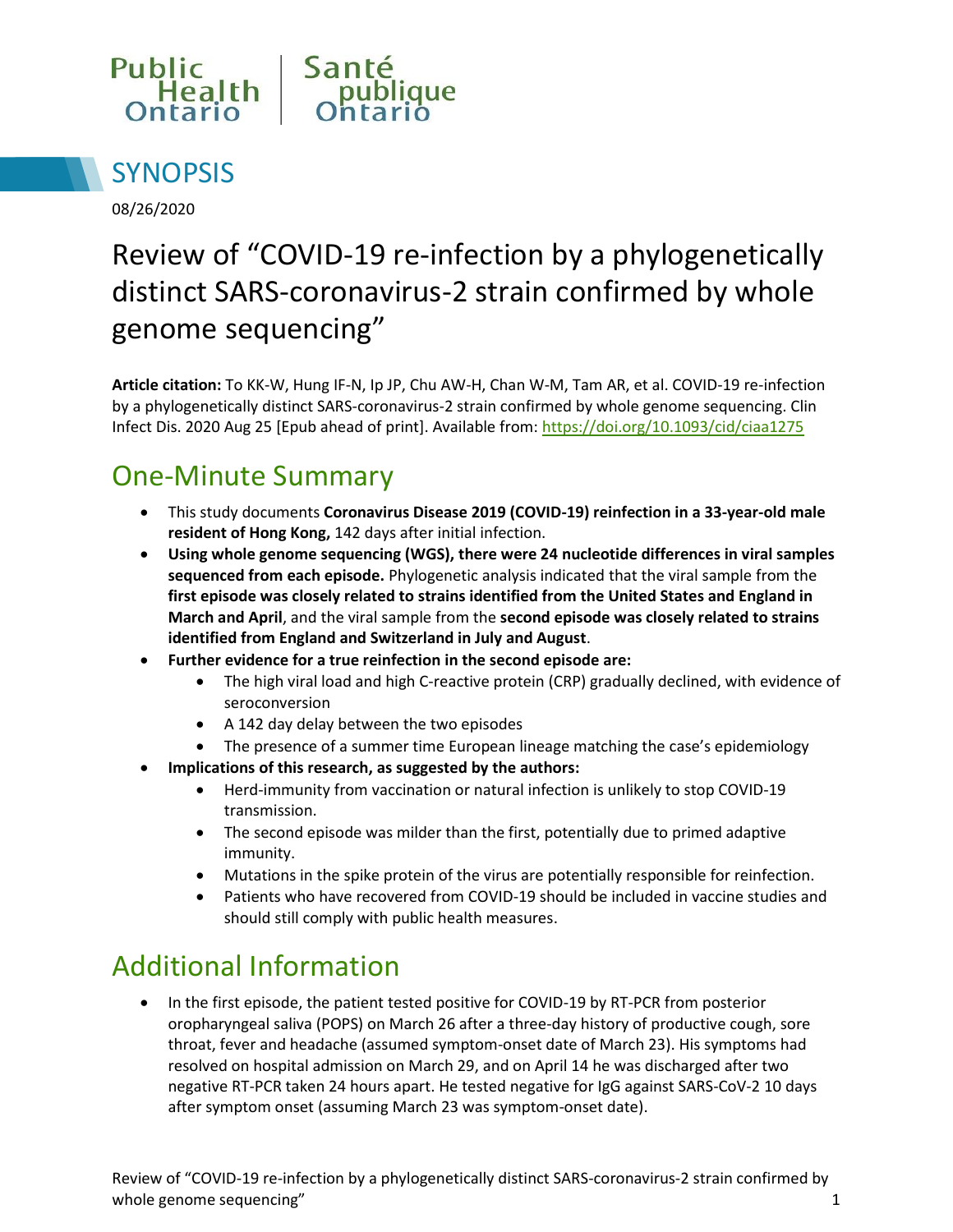Public Health Ontario | Santé publique Ontario

# SYNOPSIS

08/26/2020

# Review of “COVID-19 re-infection by a phylogenetically distinct SARS-coronavirus-2 strain confirmed by whole genome sequencing”

**Article citation:** To KK-W, Hung IF-N, Ip JP, Chu AW-H, Chan W-M, Tam AR, et al. COVID-19 re-infection by a phylogenetically distinct SARS-coronavirus-2 strain confirmed by whole genome sequencing. Clin Infect Dis. 2020 Aug 25 [Epub ahead of print]. Available from: https://doi.org/10.1093/cid/ciaa1275

## One-Minute Summary

- This study documents **Coronavirus Disease 2019 (COVID-19) reinfection in a 33-year-old male resident of Hong Kong,** 142 days after initial infection.
- **Using whole genome sequencing (WGS), there were 24 nucleotide differences in viral samples sequenced from each episode.** Phylogenetic analysis indicated that the viral sample from the **first episode was closely related to strains identified from the United States and England in March and April**, and the viral sample from the **second episode was closely related to strains identified from England and Switzerland in July and August**.
- **Further evidence for a true reinfection in the second episode are:**
  - The high viral load and high C-reactive protein (CRP) gradually declined, with evidence of seroconversion
  - A 142 day delay between the two episodes
  - The presence of a summer time European lineage matching the case’s epidemiology
- **Implications of this research, as suggested by the authors:**
  - Herd-immunity from vaccination or natural infection is unlikely to stop COVID-19 transmission.
  - The second episode was milder than the first, potentially due to primed adaptive immunity.
  - Mutations in the spike protein of the virus are potentially responsible for reinfection.
  - Patients who have recovered from COVID-19 should be included in vaccine studies and should still comply with public health measures.

## Additional Information

- In the first episode, the patient tested positive for COVID-19 by RT-PCR from posterior oropharyngeal saliva (POPS) on March 26 after a three-day history of productive cough, sore throat, fever and headache (assumed symptom-onset date of March 23). His symptoms had resolved on hospital admission on March 29, and on April 14 he was discharged after two negative RT-PCR taken 24 hours apart. He tested negative for IgG against SARS-CoV-2 10 days after symptom onset (assuming March 23 was symptom-onset date).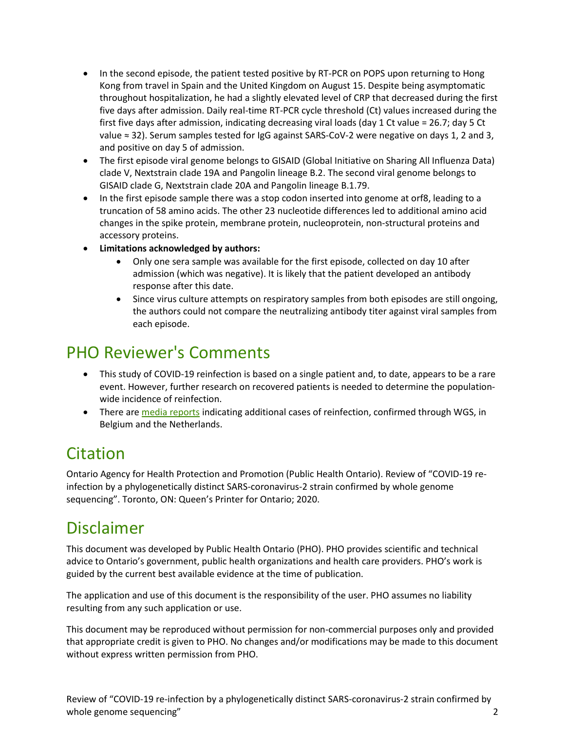- In the second episode, the patient tested positive by RT-PCR on POPS upon returning to Hong Kong from travel in Spain and the United Kingdom on August 15. Despite being asymptomatic throughout hospitalization, he had a slightly elevated level of CRP that decreased during the first five days after admission. Daily real-time RT-PCR cycle threshold (Ct) values increased during the first five days after admission, indicating decreasing viral loads (day 1 Ct value = 26.7; day 5 Ct value ≈ 32). Serum samples tested for IgG against SARS-CoV-2 were negative on days 1, 2 and 3, and positive on day 5 of admission.
- The first episode viral genome belongs to GISAID (Global Initiative on Sharing All Influenza Data) clade V, Nextstrain clade 19A and Pangolin lineage B.2. The second viral genome belongs to GISAID clade G, Nextstrain clade 20A and Pangolin lineage B.1.79.
- In the first episode sample there was a stop codon inserted into genome at orf8, leading to a truncation of 58 amino acids. The other 23 nucleotide differences led to additional amino acid changes in the spike protein, membrane protein, nucleoprotein, non-structural proteins and accessory proteins.
- **Limitations acknowledged by authors:**
  - Only one sera sample was available for the first episode, collected on day 10 after admission (which was negative). It is likely that the patient developed an antibody response after this date.
  - Since virus culture attempts on respiratory samples from both episodes are still ongoing, the authors could not compare the neutralizing antibody titer against viral samples from each episode.

# PHO Reviewer's Comments

- This study of COVID-19 reinfection is based on a single patient and, to date, appears to be a rare event. However, further research on recovered patients is needed to determine the population-wide incidence of reinfection.
- There are media reports indicating additional cases of reinfection, confirmed through WGS, in Belgium and the Netherlands.

# Citation

Ontario Agency for Health Protection and Promotion (Public Health Ontario). Review of "COVID-19 re-infection by a phylogenetically distinct SARS-coronavirus-2 strain confirmed by whole genome sequencing". Toronto, ON: Queen's Printer for Ontario; 2020.

# Disclaimer

This document was developed by Public Health Ontario (PHO). PHO provides scientific and technical advice to Ontario's government, public health organizations and health care providers. PHO's work is guided by the current best available evidence at the time of publication.

The application and use of this document is the responsibility of the user. PHO assumes no liability resulting from any such application or use.

This document may be reproduced without permission for non-commercial purposes only and provided that appropriate credit is given to PHO. No changes and/or modifications may be made to this document without express written permission from PHO.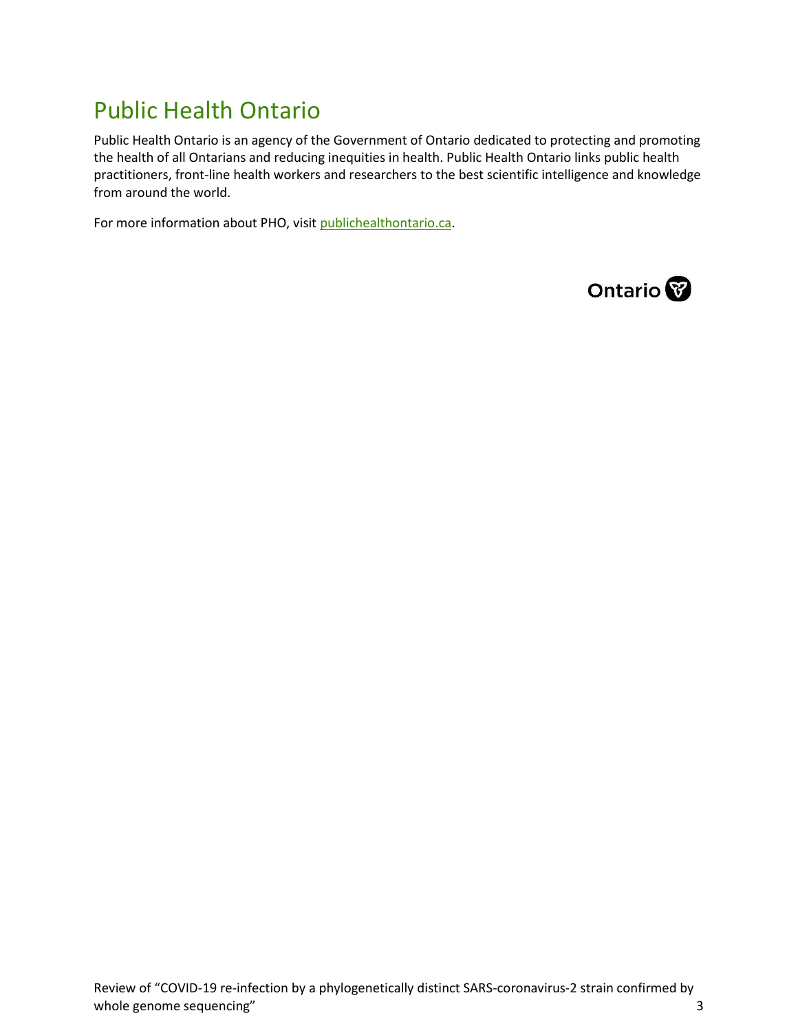# Public Health Ontario

Public Health Ontario is an agency of the Government of Ontario dedicated to protecting and promoting the health of all Ontarians and reducing inequities in health. Public Health Ontario links public health practitioners, front-line health workers and researchers to the best scientific intelligence and knowledge from around the world.

For more information about PHO, visit [publichealthontario.ca](https://www.publichealthontario.ca).

Ontario